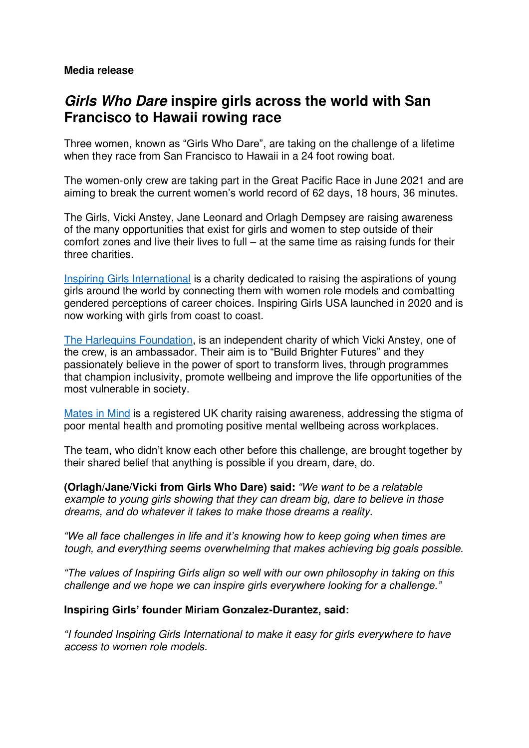**Media release**

# ***Girls Who Dare*** **inspire girls across the world with San Francisco to Hawaii rowing race**

Three women, known as "Girls Who Dare", are taking on the challenge of a lifetime when they race from San Francisco to Hawaii in a 24 foot rowing boat.

The women-only crew are taking part in the Great Pacific Race in June 2021 and are aiming to break the current women's world record of 62 days, 18 hours, 36 minutes.

The Girls, Vicki Anstey, Jane Leonard and Orlagh Dempsey are raising awareness of the many opportunities that exist for girls and women to step outside of their comfort zones and live their lives to full – at the same time as raising funds for their three charities.

Inspiring Girls International is a charity dedicated to raising the aspirations of young girls around the world by connecting them with women role models and combatting gendered perceptions of career choices. Inspiring Girls USA launched in 2020 and is now working with girls from coast to coast.

The Harlequins Foundation, is an independent charity of which Vicki Anstey, one of the crew, is an ambassador. Their aim is to "Build Brighter Futures" and they passionately believe in the power of sport to transform lives, through programmes that champion inclusivity, promote wellbeing and improve the life opportunities of the most vulnerable in society.

Mates in Mind is a registered UK charity raising awareness, addressing the stigma of poor mental health and promoting positive mental wellbeing across workplaces.

The team, who didn't know each other before this challenge, are brought together by their shared belief that anything is possible if you dream, dare, do.

**(Orlagh/Jane/Vicki from Girls Who Dare) said:** *"We want to be a relatable example to young girls showing that they can dream big, dare to believe in those dreams, and do whatever it takes to make those dreams a reality.*

*"We all face challenges in life and it's knowing how to keep going when times are tough, and everything seems overwhelming that makes achieving big goals possible.*

*"The values of Inspiring Girls align so well with our own philosophy in taking on this challenge and we hope we can inspire girls everywhere looking for a challenge."*

**Inspiring Girls' founder Miriam Gonzalez-Durantez, said:**

*"I founded Inspiring Girls International to make it easy for girls everywhere to have access to women role models.*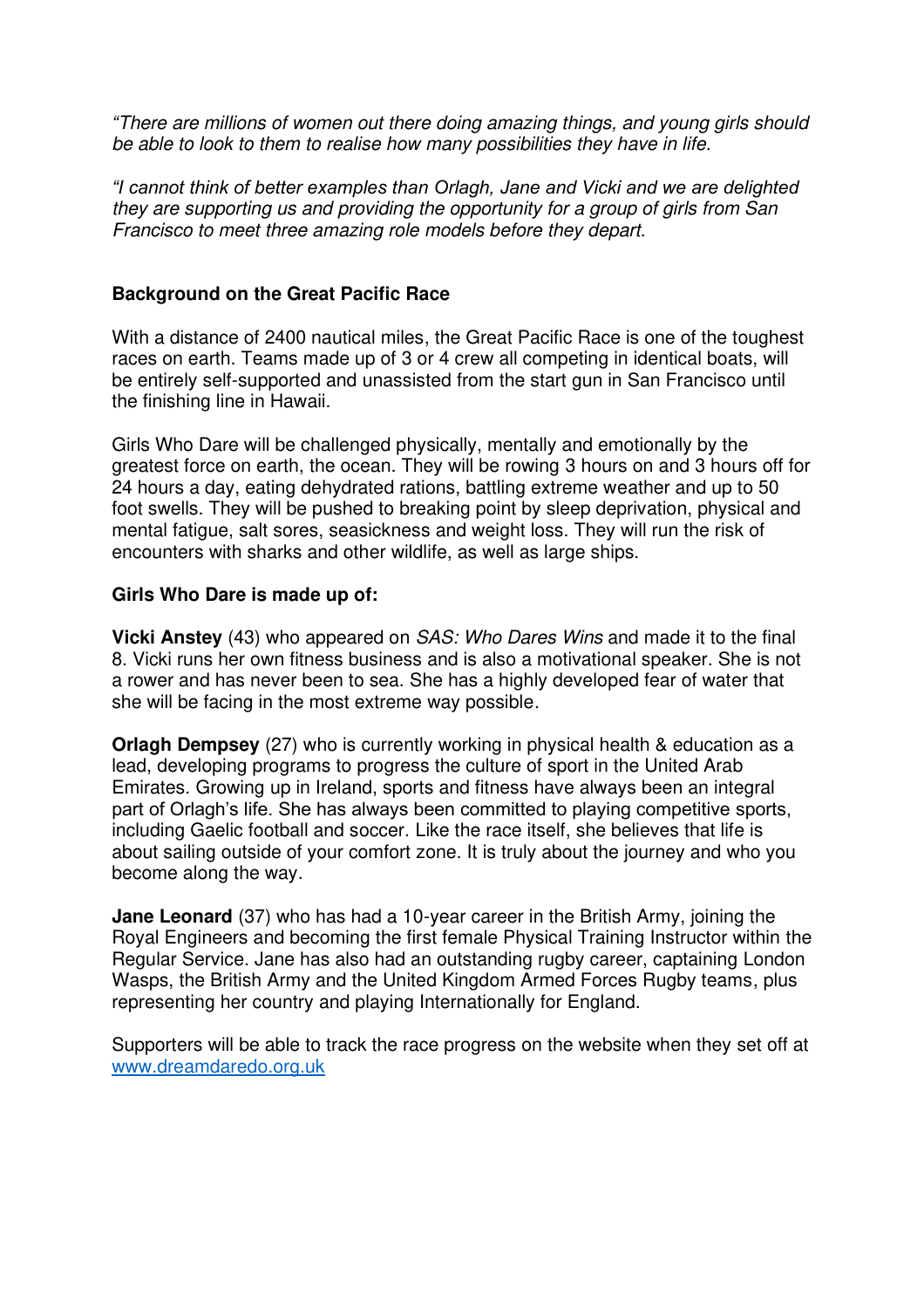*"There are millions of women out there doing amazing things, and young girls should be able to look to them to realise how many possibilities they have in life.*

*"I cannot think of better examples than Orlagh, Jane and Vicki and we are delighted they are supporting us and providing the opportunity for a group of girls from San Francisco to meet three amazing role models before they depart.*

**Background on the Great Pacific Race**

With a distance of 2400 nautical miles, the Great Pacific Race is one of the toughest races on earth. Teams made up of 3 or 4 crew all competing in identical boats, will be entirely self-supported and unassisted from the start gun in San Francisco until the finishing line in Hawaii.

Girls Who Dare will be challenged physically, mentally and emotionally by the greatest force on earth, the ocean. They will be rowing 3 hours on and 3 hours off for 24 hours a day, eating dehydrated rations, battling extreme weather and up to 50 foot swells. They will be pushed to breaking point by sleep deprivation, physical and mental fatigue, salt sores, seasickness and weight loss. They will run the risk of encounters with sharks and other wildlife, as well as large ships.

**Girls Who Dare is made up of:**

**Vicki Anstey** (43) who appeared on *SAS: Who Dares Wins* and made it to the final 8. Vicki runs her own fitness business and is also a motivational speaker. She is not a rower and has never been to sea. She has a highly developed fear of water that she will be facing in the most extreme way possible.

**Orlagh Dempsey** (27) who is currently working in physical health & education as a lead, developing programs to progress the culture of sport in the United Arab Emirates. Growing up in Ireland, sports and fitness have always been an integral part of Orlagh's life. She has always been committed to playing competitive sports, including Gaelic football and soccer. Like the race itself, she believes that life is about sailing outside of your comfort zone. It is truly about the journey and who you become along the way.

**Jane Leonard** (37) who has had a 10-year career in the British Army, joining the Royal Engineers and becoming the first female Physical Training Instructor within the Regular Service. Jane has also had an outstanding rugby career, captaining London Wasps, the British Army and the United Kingdom Armed Forces Rugby teams, plus representing her country and playing Internationally for England.

Supporters will be able to track the race progress on the website when they set off at [www.dreamdaredo.org.uk](http://www.dreamdaredo.org.uk)